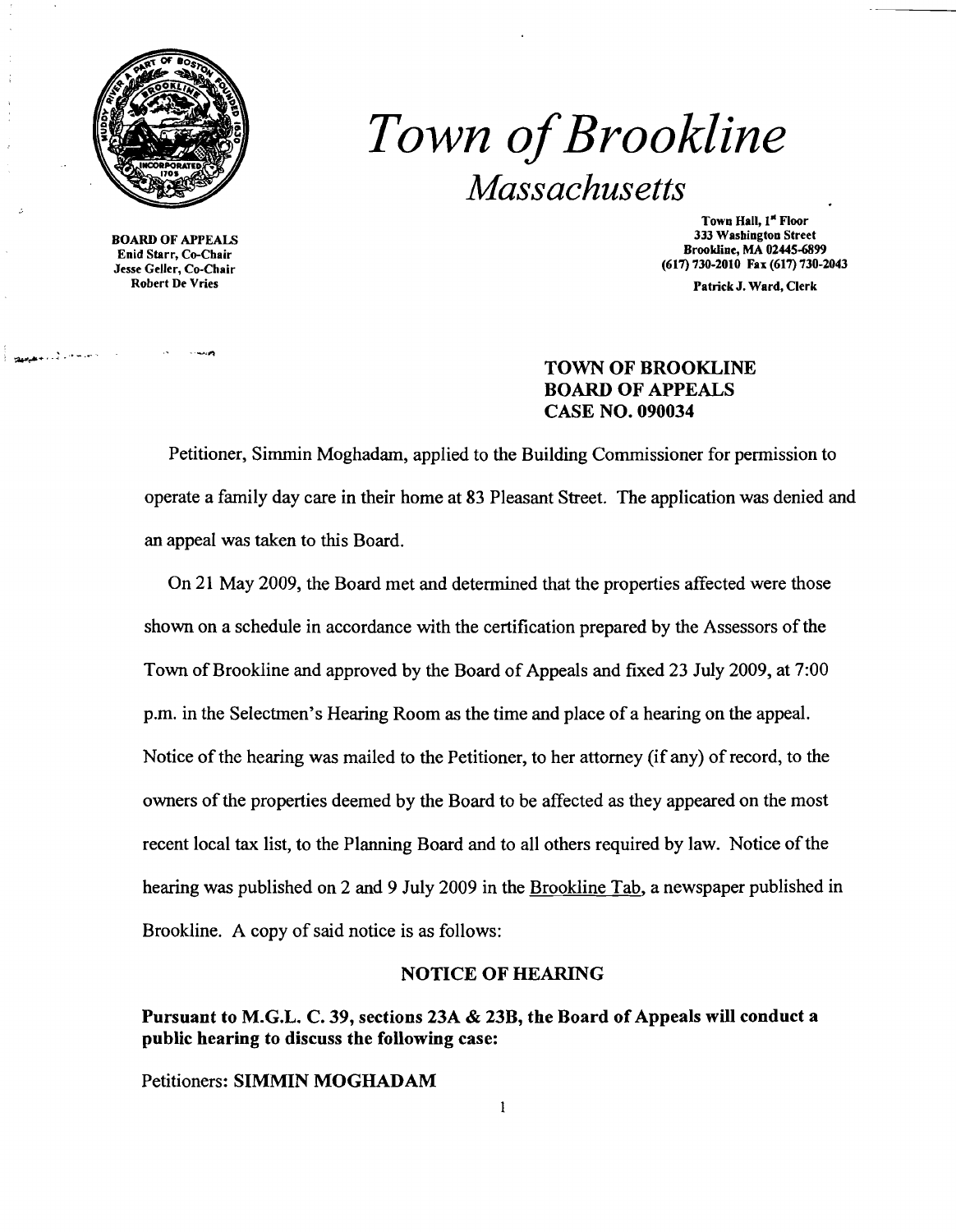# *Town of Brookline*

## *Massachusetts*

**BOARD OF APPEALS**
**Enid Starr, Co-Chair**
**Jesse Geller, Co-Chair**
**Robert De Vries**

**Town Hall, 1st Floor**
**333 Washington Street**
**Brookline, MA 02445-6899**
**(617) 730-2010 Fax (617) 730-2043**
**Patrick J. Ward, Clerk**

**TOWN OF BROOKLINE**
**BOARD OF APPEALS**
**CASE NO. 090034**

Petitioner, Simmin Moghadam, applied to the Building Commissioner for permission to operate a family day care in their home at 83 Pleasant Street. The application was denied and an appeal was taken to this Board.

On 21 May 2009, the Board met and determined that the properties affected were those shown on a schedule in accordance with the certification prepared by the Assessors of the Town of Brookline and approved by the Board of Appeals and fixed 23 July 2009, at 7:00 p.m. in the Selectmen's Hearing Room as the time and place of a hearing on the appeal. Notice of the hearing was mailed to the Petitioner, to her attorney (if any) of record, to the owners of the properties deemed by the Board to be affected as they appeared on the most recent local tax list, to the Planning Board and to all others required by law. Notice of the hearing was published on 2 and 9 July 2009 in the Brookline Tab, a newspaper published in Brookline. A copy of said notice is as follows:

**NOTICE OF HEARING**

**Pursuant to M.G.L. C. 39, sections 23A & 23B, the Board of Appeals will conduct a public hearing to discuss the following case:**

Petitioners: **SIMMIN MOGHADAM**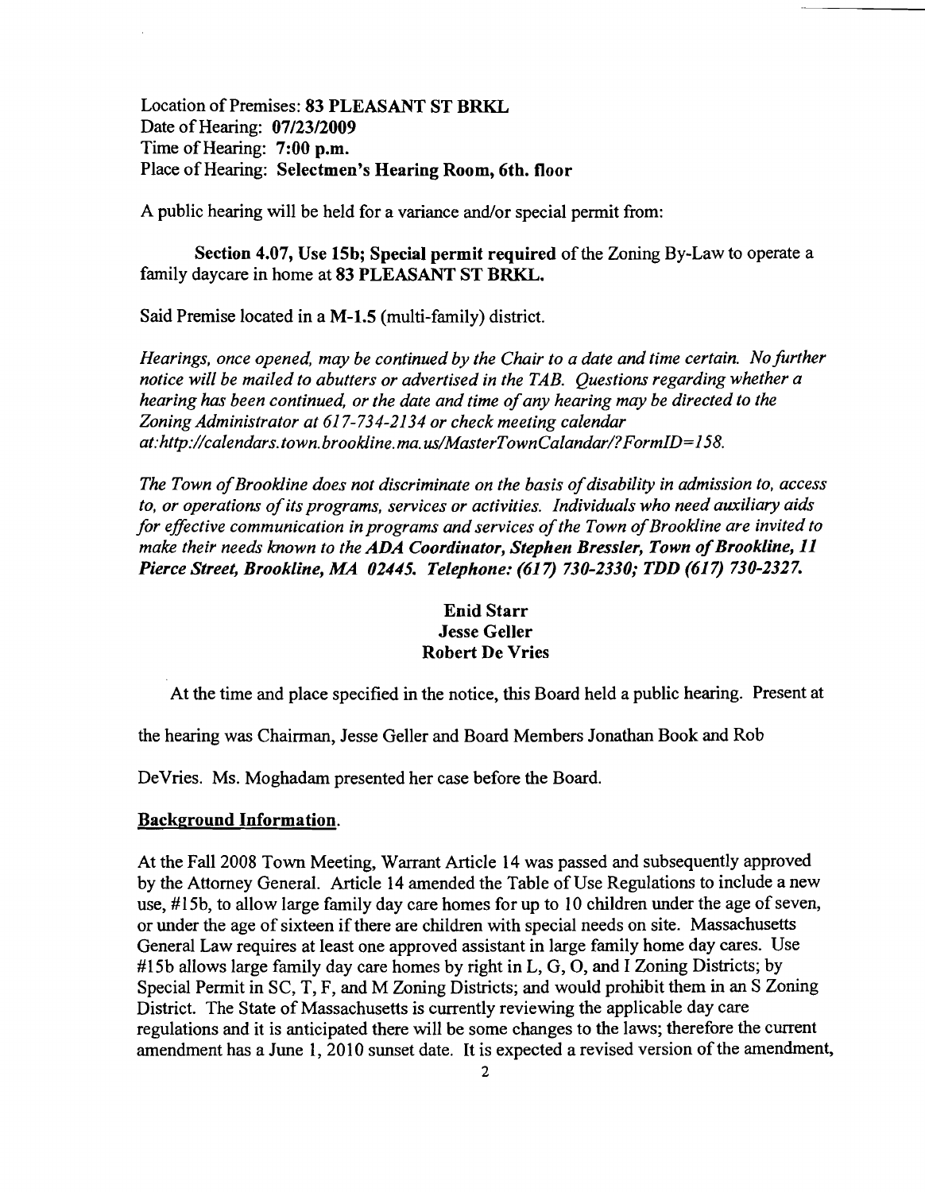Location of Premises: **83 PLEASANT ST BRKL**
Date of Hearing: **07/23/2009**
Time of Hearing: **7:00 p.m.**
Place of Hearing: **Selectmen's Hearing Room, 6th. floor**

A public hearing will be held for a variance and/or special permit from:

**Section 4.07, Use 15b; Special permit required** of the Zoning By-Law to operate a family daycare in home at **83 PLEASANT ST BRKL.**

Said Premise located in a **M-1.5** (multi-family) district.

*Hearings, once opened, may be continued by the Chair to a date and time certain. No further notice will be mailed to abutters or advertised in the TAB. Questions regarding whether a hearing has been continued, or the date and time of any hearing may be directed to the Zoning Administrator at 617-734-2134 or check meeting calendar at:http://calendars.town.brookline.ma.us/MasterTownCalandar/?FormID=158.*

*The Town of Brookline does not discriminate on the basis of disability in admission to, access to, or operations of its programs, services or activities. Individuals who need auxiliary aids for effective communication in programs and services of the Town of Brookline are invited to make their needs known to the* ***ADA Coordinator, Stephen Bressler, Town of Brookline, 11 Pierce Street, Brookline, MA 02445. Telephone: (617) 730-2330; TDD (617) 730-2327.***

**Enid Starr**
**Jesse Geller**
**Robert De Vries**

At the time and place specified in the notice, this Board held a public hearing. Present at the hearing was Chairman, Jesse Geller and Board Members Jonathan Book and Rob DeVries. Ms. Moghadam presented her case before the Board.

**Background Information.**

At the Fall 2008 Town Meeting, Warrant Article 14 was passed and subsequently approved by the Attorney General. Article 14 amended the Table of Use Regulations to include a new use, #15b, to allow large family day care homes for up to 10 children under the age of seven, or under the age of sixteen if there are children with special needs on site. Massachusetts General Law requires at least one approved assistant in large family home day cares. Use #15b allows large family day care homes by right in L, G, O, and I Zoning Districts; by Special Permit in SC, T, F, and M Zoning Districts; and would prohibit them in an S Zoning District. The State of Massachusetts is currently reviewing the applicable day care regulations and it is anticipated there will be some changes to the laws; therefore the current amendment has a June 1, 2010 sunset date. It is expected a revised version of the amendment,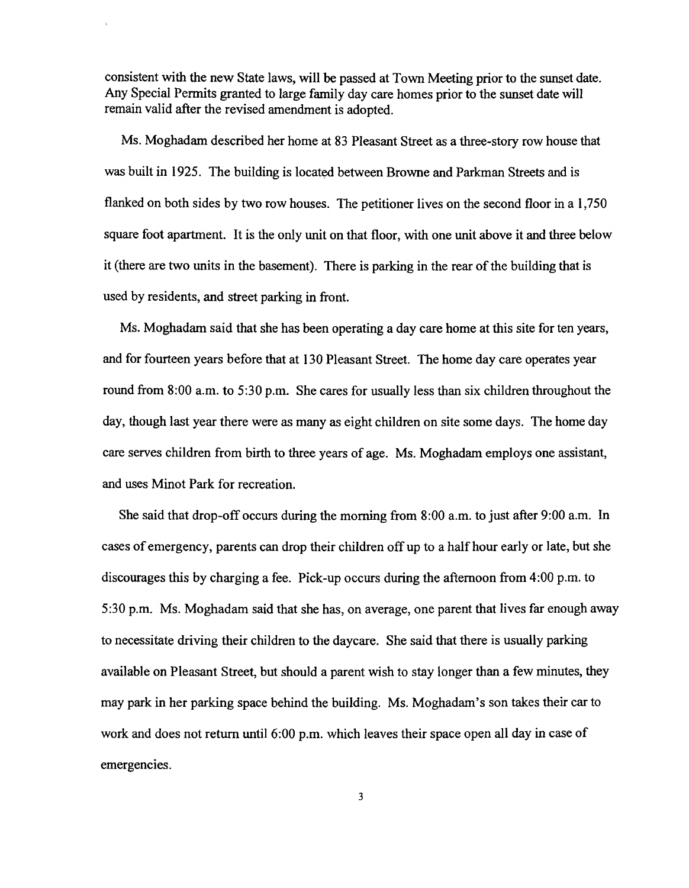consistent with the new State laws, will be passed at Town Meeting prior to the sunset date. Any Special Permits granted to large family day care homes prior to the sunset date will remain valid after the revised amendment is adopted.

Ms. Moghadam described her home at 83 Pleasant Street as a three-story row house that was built in 1925. The building is located between Browne and Parkman Streets and is flanked on both sides by two row houses. The petitioner lives on the second floor in a 1,750 square foot apartment. It is the only unit on that floor, with one unit above it and three below it (there are two units in the basement). There is parking in the rear of the building that is used by residents, and street parking in front.

Ms. Moghadam said that she has been operating a day care home at this site for ten years, and for fourteen years before that at 130 Pleasant Street. The home day care operates year round from 8:00 a.m. to 5:30 p.m. She cares for usually less than six children throughout the day, though last year there were as many as eight children on site some days. The home day care serves children from birth to three years of age. Ms. Moghadam employs one assistant, and uses Minot Park for recreation.

She said that drop-off occurs during the morning from 8:00 a.m. to just after 9:00 a.m. In cases of emergency, parents can drop their children off up to a half hour early or late, but she discourages this by charging a fee. Pick-up occurs during the afternoon from 4:00 p.m. to 5:30 p.m. Ms. Moghadam said that she has, on average, one parent that lives far enough away to necessitate driving their children to the daycare. She said that there is usually parking available on Pleasant Street, but should a parent wish to stay longer than a few minutes, they may park in her parking space behind the building. Ms. Moghadam's son takes their car to work and does not return until 6:00 p.m. which leaves their space open all day in case of emergencies.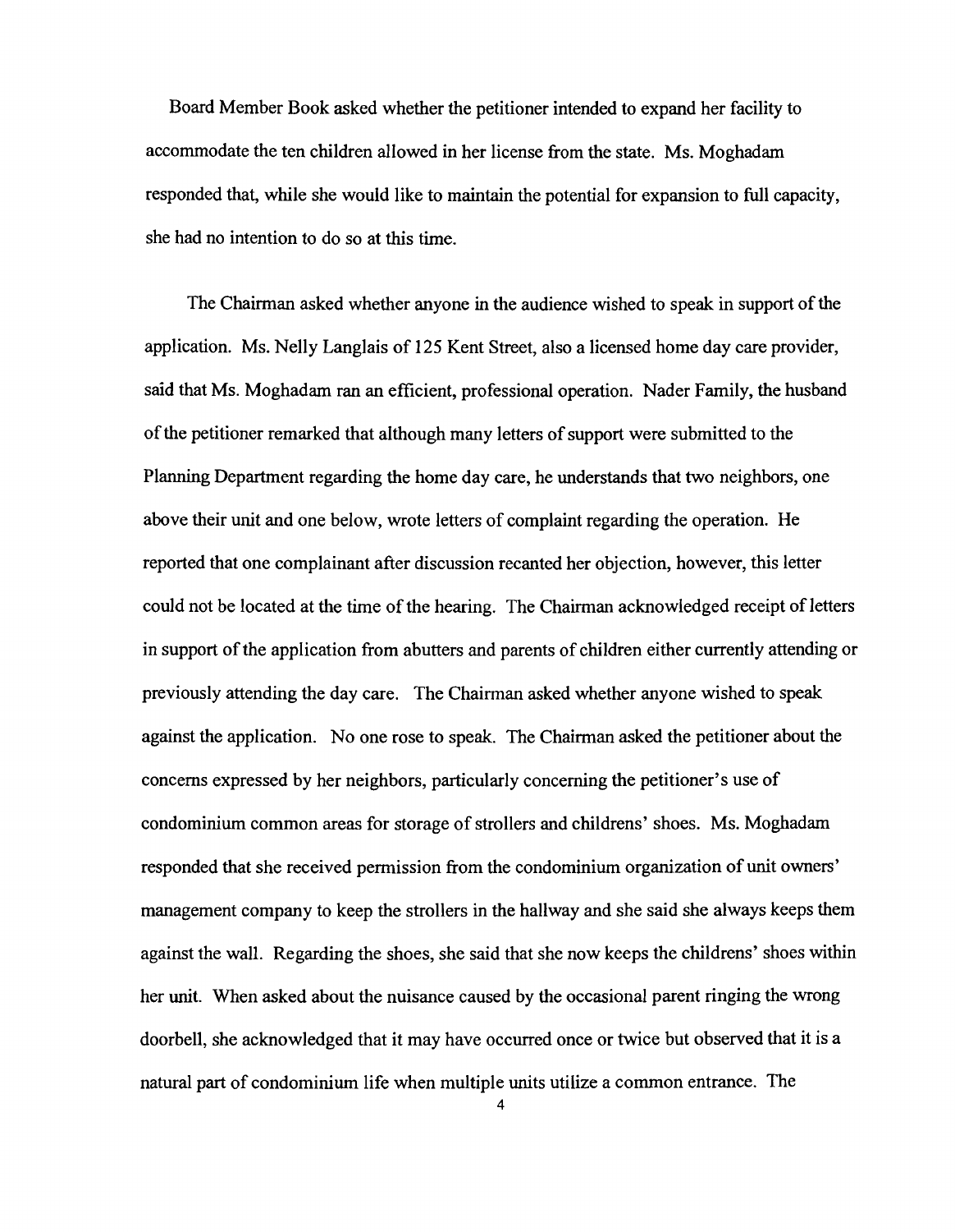Board Member Book asked whether the petitioner intended to expand her facility to accommodate the ten children allowed in her license from the state. Ms. Moghadam responded that, while she would like to maintain the potential for expansion to full capacity, she had no intention to do so at this time.

The Chairman asked whether anyone in the audience wished to speak in support of the application. Ms. Nelly Langlais of 125 Kent Street, also a licensed home day care provider, said that Ms. Moghadam ran an efficient, professional operation. Nader Family, the husband of the petitioner remarked that although many letters of support were submitted to the Planning Department regarding the home day care, he understands that two neighbors, one above their unit and one below, wrote letters of complaint regarding the operation. He reported that one complainant after discussion recanted her objection, however, this letter could not be located at the time of the hearing. The Chairman acknowledged receipt of letters in support of the application from abutters and parents of children either currently attending or previously attending the day care. The Chairman asked whether anyone wished to speak against the application. No one rose to speak. The Chairman asked the petitioner about the concerns expressed by her neighbors, particularly concerning the petitioner's use of condominium common areas for storage of strollers and childrens' shoes. Ms. Moghadam responded that she received permission from the condominium organization of unit owners' management company to keep the strollers in the hallway and she said she always keeps them against the wall. Regarding the shoes, she said that she now keeps the childrens' shoes within her unit. When asked about the nuisance caused by the occasional parent ringing the wrong doorbell, she acknowledged that it may have occurred once or twice but observed that it is a natural part of condominium life when multiple units utilize a common entrance. The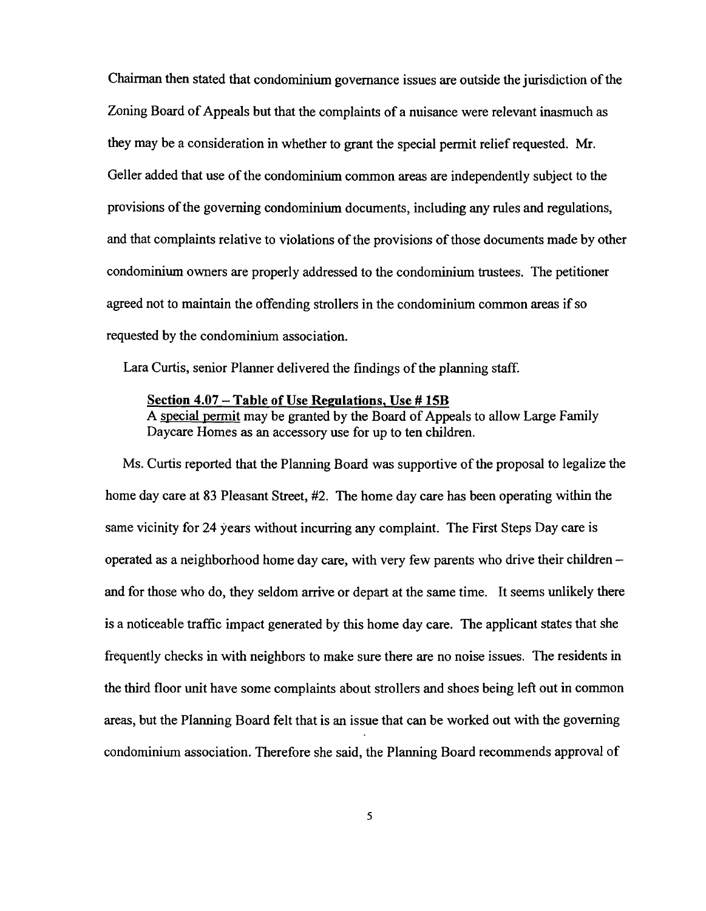Chairman then stated that condominium governance issues are outside the jurisdiction of the Zoning Board of Appeals but that the complaints of a nuisance were relevant inasmuch as they may be a consideration in whether to grant the special permit relief requested. Mr. Geller added that use of the condominium common areas are independently subject to the provisions of the governing condominium documents, including any rules and regulations, and that complaints relative to violations of the provisions of those documents made by other condominium owners are properly addressed to the condominium trustees. The petitioner agreed not to maintain the offending strollers in the condominium common areas if so requested by the condominium association.

Lara Curtis, senior Planner delivered the findings of the planning staff.

> **Section 4.07 – Table of Use Regulations, Use # 15B**
> A special permit may be granted by the Board of Appeals to allow Large Family Daycare Homes as an accessory use for up to ten children.

Ms. Curtis reported that the Planning Board was supportive of the proposal to legalize the home day care at 83 Pleasant Street, #2. The home day care has been operating within the same vicinity for 24 years without incurring any complaint. The First Steps Day care is operated as a neighborhood home day care, with very few parents who drive their children – and for those who do, they seldom arrive or depart at the same time. It seems unlikely there is a noticeable traffic impact generated by this home day care. The applicant states that she frequently checks in with neighbors to make sure there are no noise issues. The residents in the third floor unit have some complaints about strollers and shoes being left out in common areas, but the Planning Board felt that is an issue that can be worked out with the governing condominium association. Therefore she said, the Planning Board recommends approval of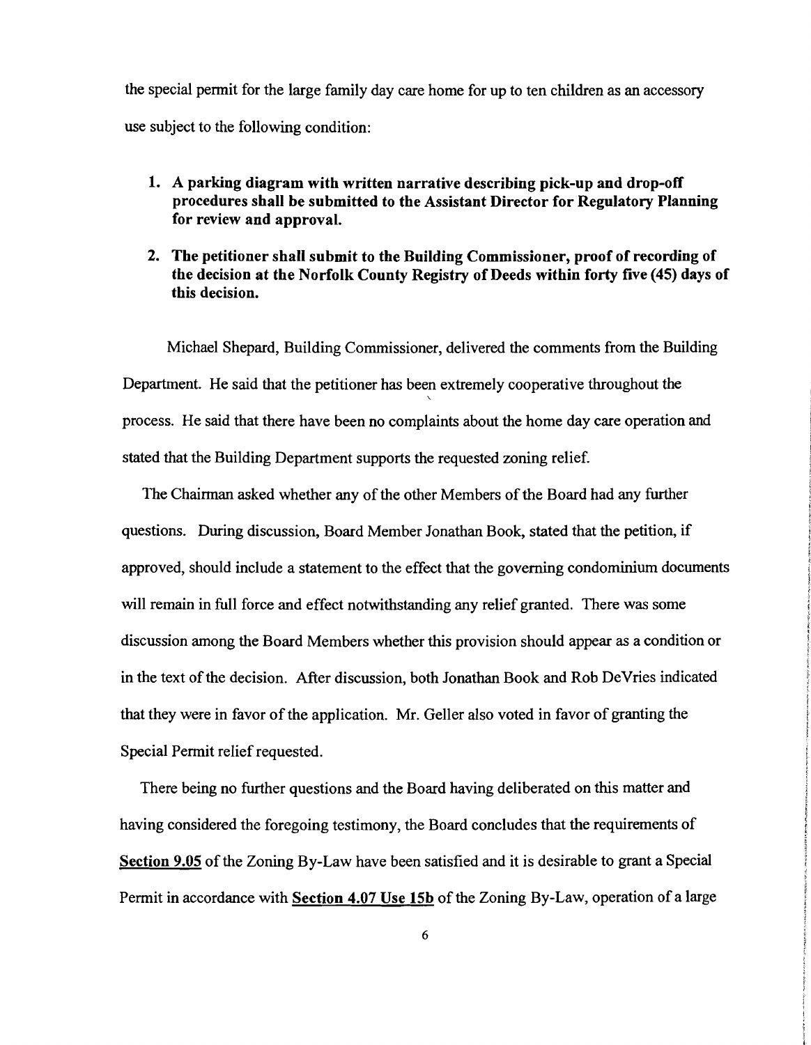the special permit for the large family day care home for up to ten children as an accessory use subject to the following condition:

1. **A parking diagram with written narrative describing pick-up and drop-off procedures shall be submitted to the Assistant Director for Regulatory Planning for review and approval.**

2. **The petitioner shall submit to the Building Commissioner, proof of recording of the decision at the Norfolk County Registry of Deeds within forty five (45) days of this decision.**

Michael Shepard, Building Commissioner, delivered the comments from the Building Department. He said that the petitioner has been extremely cooperative throughout the process. He said that there have been no complaints about the home day care operation and stated that the Building Department supports the requested zoning relief.

The Chairman asked whether any of the other Members of the Board had any further questions. During discussion, Board Member Jonathan Book, stated that the petition, if approved, should include a statement to the effect that the governing condominium documents will remain in full force and effect notwithstanding any relief granted. There was some discussion among the Board Members whether this provision should appear as a condition or in the text of the decision. After discussion, both Jonathan Book and Rob DeVries indicated that they were in favor of the application. Mr. Geller also voted in favor of granting the Special Permit relief requested.

There being no further questions and the Board having deliberated on this matter and having considered the foregoing testimony, the Board concludes that the requirements of **Section 9.05** of the Zoning By-Law have been satisfied and it is desirable to grant a Special Permit in accordance with **Section 4.07 Use 15b** of the Zoning By-Law, operation of a large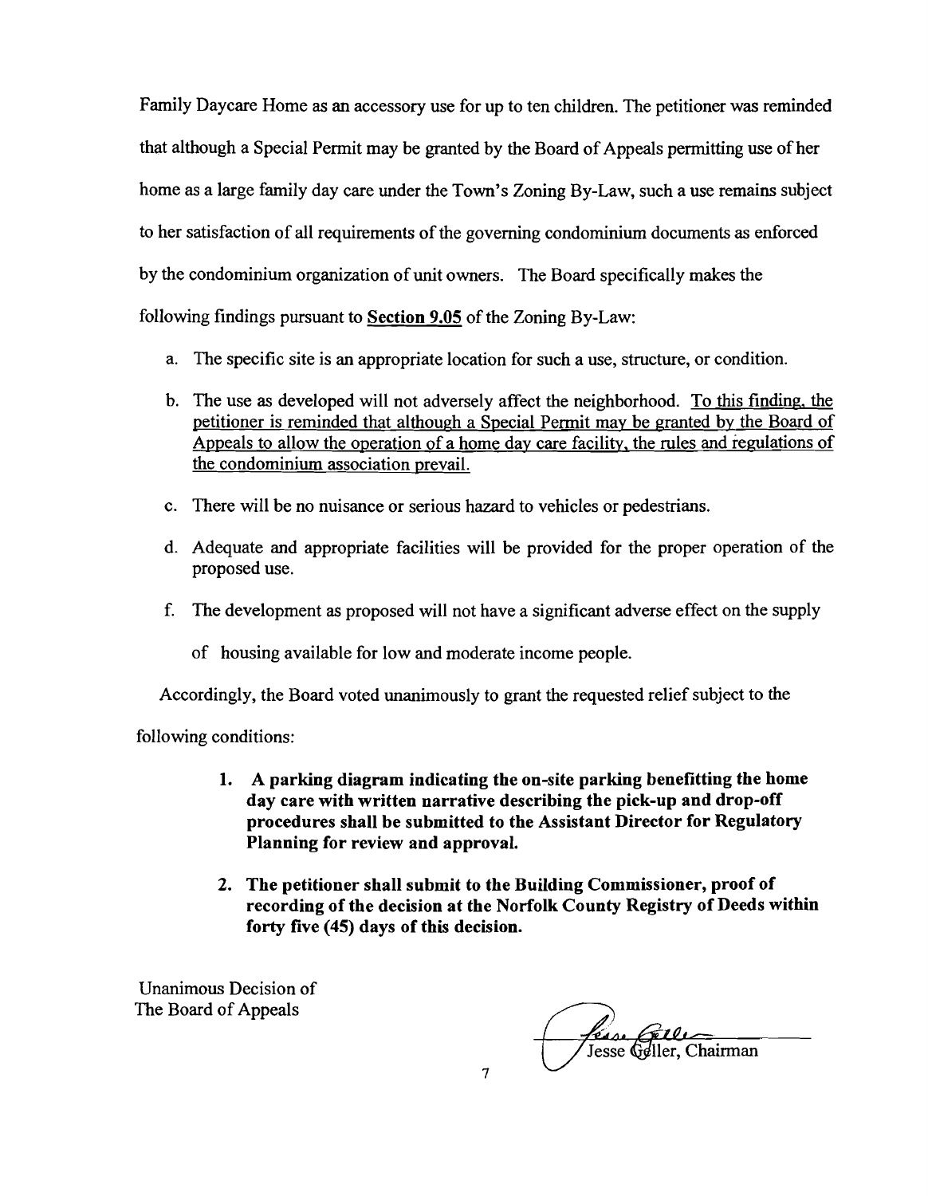Family Daycare Home as an accessory use for up to ten children. The petitioner was reminded that although a Special Permit may be granted by the Board of Appeals permitting use of her home as a large family day care under the Town's Zoning By-Law, such a use remains subject to her satisfaction of all requirements of the governing condominium documents as enforced by the condominium organization of unit owners. The Board specifically makes the following findings pursuant to <u>**Section 9.05**</u> of the Zoning By-Law:

a. The specific site is an appropriate location for such a use, structure, or condition.

b. The use as developed will not adversely affect the neighborhood. <u>To this finding, the petitioner is reminded that although a Special Permit may be granted by the Board of Appeals to allow the operation of a home day care facility, the rules and regulations of the condominium association prevail.</u>

c. There will be no nuisance or serious hazard to vehicles or pedestrians.

d. Adequate and appropriate facilities will be provided for the proper operation of the proposed use.

f. The development as proposed will not have a significant adverse effect on the supply of housing available for low and moderate income people.

Accordingly, the Board voted unanimously to grant the requested relief subject to the following conditions:

1. **A parking diagram indicating the on-site parking benefitting the home day care with written narrative describing the pick-up and drop-off procedures shall be submitted to the Assistant Director for Regulatory Planning for review and approval.**

2. **The petitioner shall submit to the Building Commissioner, proof of recording of the decision at the Norfolk County Registry of Deeds within forty five (45) days of this decision.**

Unanimous Decision of
The Board of Appeals

Jesse Geller, Chairman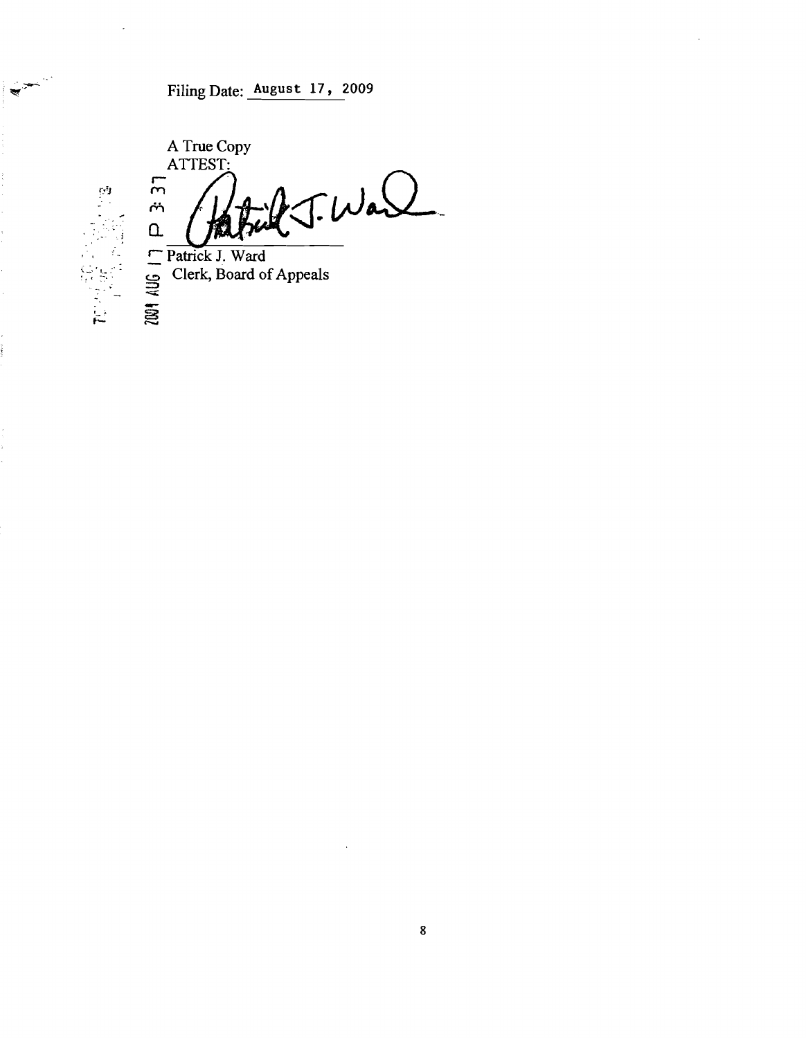Filing Date: August 17, 2009

A True Copy
ATTEST:

Patrick J. Ward
Clerk, Board of Appeals

2009 AUG 17 P 3:37